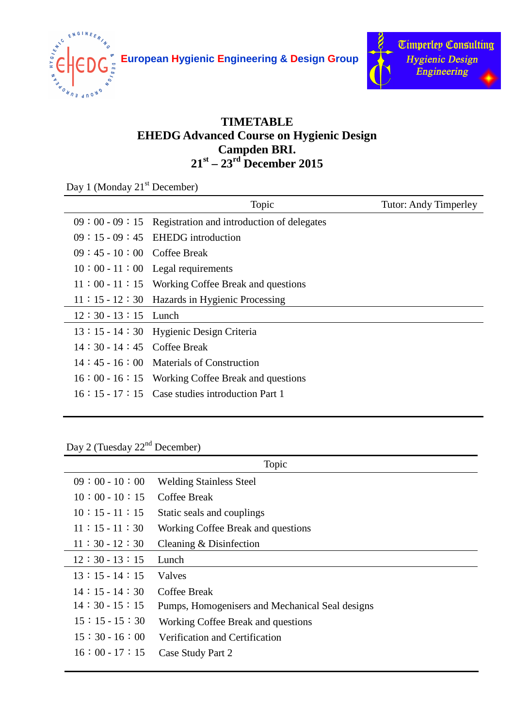European Hygienic Engineering & Design Group

Timperley Consulting
Hygienic Design Engineering

# TIMETABLE
# EHEDG Advanced Course on Hygienic Design
# Campden BRI.
# 21st – 23rd December 2015

Day 1 (Monday 21st December)

| | Topic | Tutor: Andy Timperley |
|---|---|---|
| 09：00 - 09：15 | Registration and introduction of delegates | |
| 09：15 - 09：45 | EHEDG introduction | |
| 09：45 - 10：00 | Coffee Break | |
| 10：00 - 11：00 | Legal requirements | |
| 11：00 - 11：15 | Working Coffee Break and questions | |
| 11：15 - 12：30 | Hazards in Hygienic Processing | |
| 12：30 - 13：15 | Lunch | |
| 13：15 - 14：30 | Hygienic Design Criteria | |
| 14：30 - 14：45 | Coffee Break | |
| 14：45 - 16：00 | Materials of Construction | |
| 16：00 - 16：15 | Working Coffee Break and questions | |
| 16：15 - 17：15 | Case studies introduction Part 1 | |

Day 2 (Tuesday 22nd December)

| | Topic |
|---|---|
| 09：00 - 10：00 | Welding Stainless Steel |
| 10：00 - 10：15 | Coffee Break |
| 10：15 - 11：15 | Static seals and couplings |
| 11：15 - 11：30 | Working Coffee Break and questions |
| 11：30 - 12：30 | Cleaning & Disinfection |
| 12：30 - 13：15 | Lunch |
| 13：15 - 14：15 | Valves |
| 14：15 - 14：30 | Coffee Break |
| 14：30 - 15：15 | Pumps, Homogenisers and Mechanical Seal designs |
| 15：15 - 15：30 | Working Coffee Break and questions |
| 15：30 - 16：00 | Verification and Certification |
| 16：00 - 17：15 | Case Study Part 2 |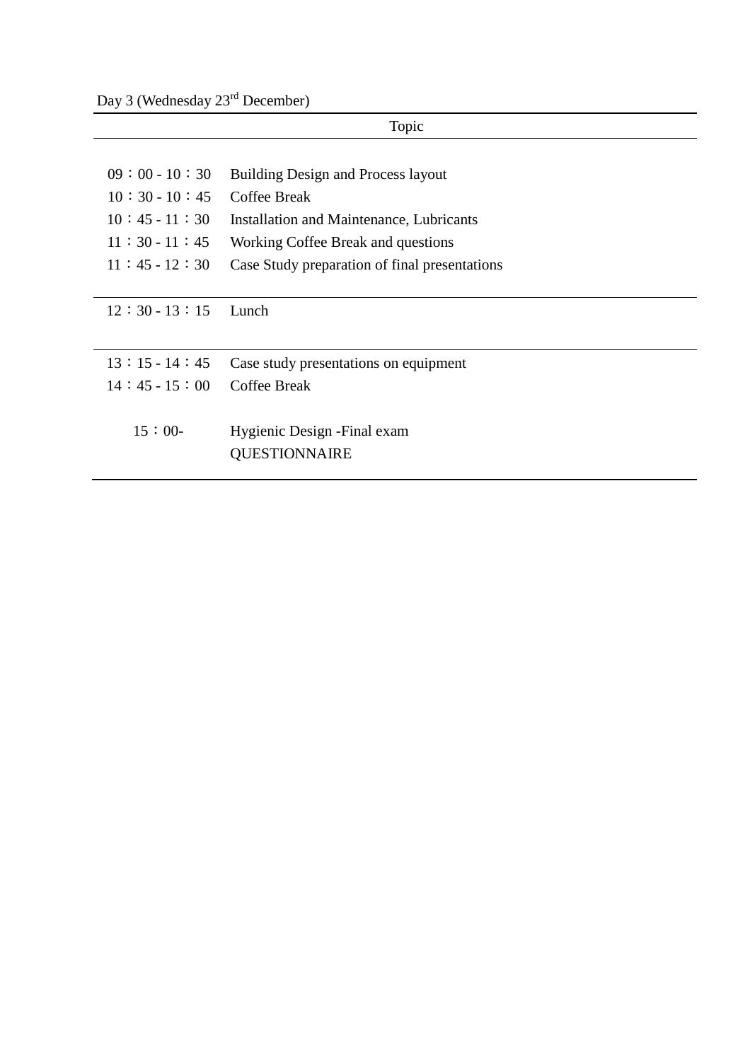Day 3 (Wednesday 23rd December)

| | Topic |
|---|---|
| 09：00 - 10：30 | Building Design and Process layout |
| 10：30 - 10：45 | Coffee Break |
| 10：45 - 11：30 | Installation and Maintenance, Lubricants |
| 11：30 - 11：45 | Working Coffee Break and questions |
| 11：45 - 12：30 | Case Study preparation of final presentations |
| 12：30 - 13：15 | Lunch |
| 13：15 - 14：45 | Case study presentations on equipment |
| 14：45 - 15：00 | Coffee Break |
| 15：00- | Hygienic Design -Final exam<br>QUESTIONNAIRE |